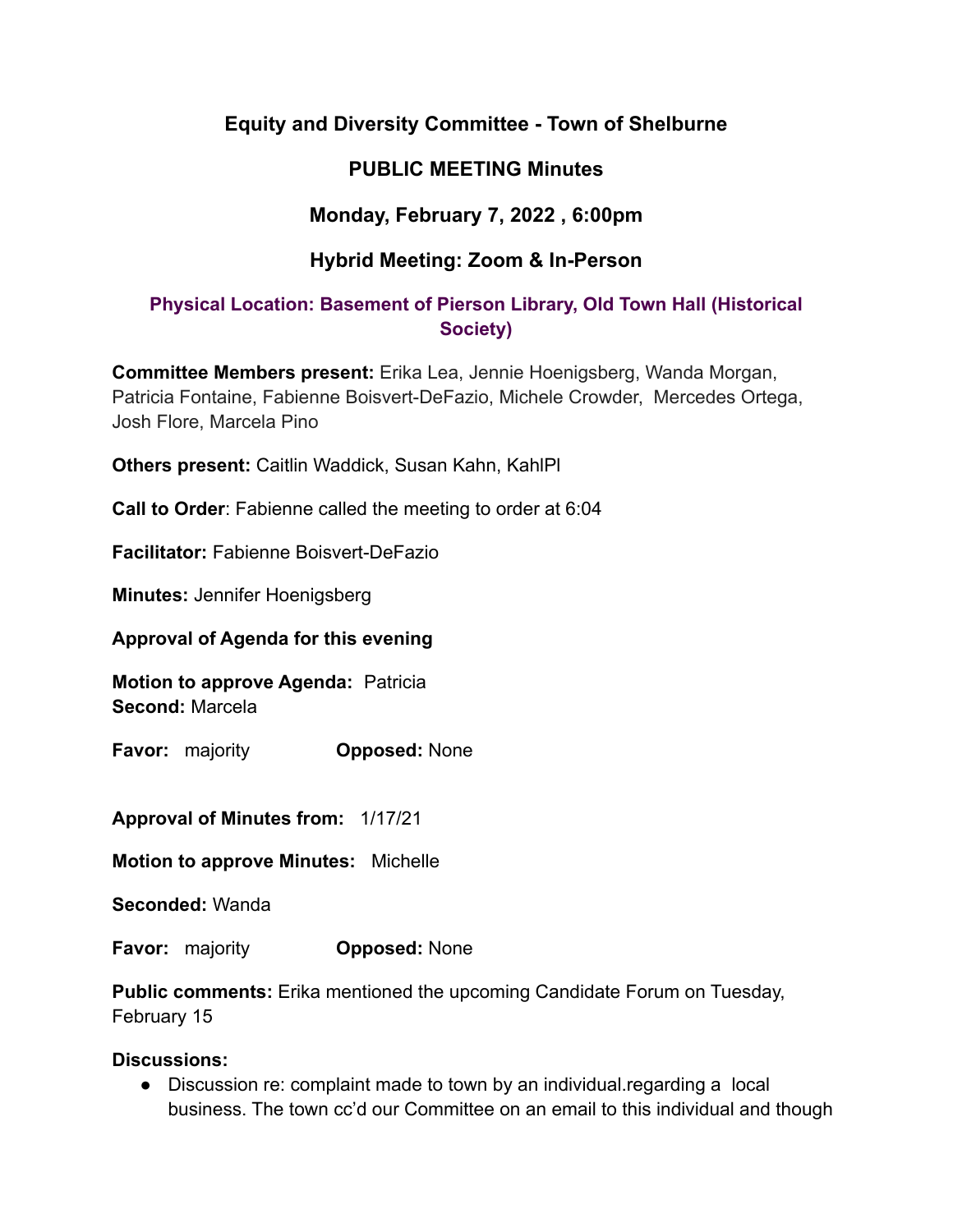# Equity and Diversity Committee - Town of Shelburne

## PUBLIC MEETING Minutes

## Monday, February 7, 2022 , 6:00pm

## Hybrid Meeting: Zoom & In-Person

### Physical Location: Basement of Pierson Library, Old Town Hall (Historical Society)

**Committee Members present:** Erika Lea, Jennie Hoenigsberg, Wanda Morgan, Patricia Fontaine, Fabienne Boisvert-DeFazio, Michele Crowder, Mercedes Ortega, Josh Flore, Marcela Pino

**Others present:** Caitlin Waddick, Susan Kahn, KahlPl

**Call to Order**: Fabienne called the meeting to order at 6:04

**Facilitator:** Fabienne Boisvert-DeFazio

**Minutes:** Jennifer Hoenigsberg

**Approval of Agenda for this evening**

**Motion to approve Agenda:** Patricia
**Second:** Marcela

**Favor:** majority **Opposed:** None

**Approval of Minutes from:** 1/17/21

**Motion to approve Minutes:** Michelle

**Seconded:** Wanda

**Favor:** majority **Opposed:** None

**Public comments:** Erika mentioned the upcoming Candidate Forum on Tuesday, February 15

**Discussions:**

- Discussion re: complaint made to town by an individual.regarding a local business. The town cc'd our Committee on an email to this individual and though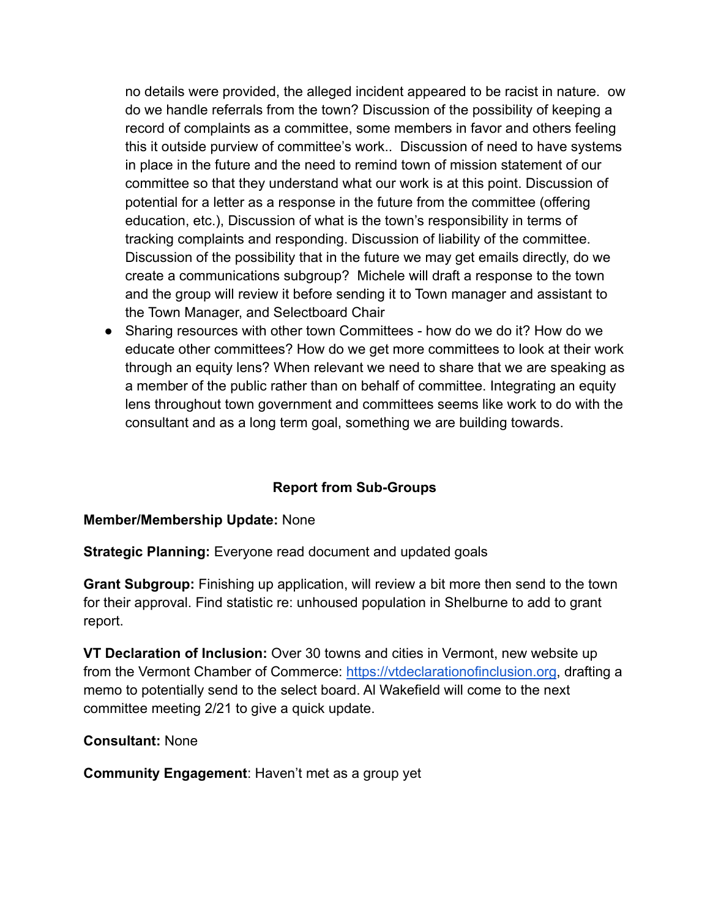no details were provided, the alleged incident appeared to be racist in nature.  ow do we handle referrals from the town? Discussion of the possibility of keeping a record of complaints as a committee, some members in favor and others feeling this it outside purview of committee's work..  Discussion of need to have systems in place in the future and the need to remind town of mission statement of our committee so that they understand what our work is at this point. Discussion of potential for a letter as a response in the future from the committee (offering education, etc.), Discussion of what is the town's responsibility in terms of tracking complaints and responding. Discussion of liability of the committee. Discussion of the possibility that in the future we may get emails directly, do we create a communications subgroup?  Michele will draft a response to the town and the group will review it before sending it to Town manager and assistant to the Town Manager, and Selectboard Chair

- Sharing resources with other town Committees - how do we do it? How do we educate other committees? How do we get more committees to look at their work through an equity lens? When relevant we need to share that we are speaking as a member of the public rather than on behalf of committee. Integrating an equity lens throughout town government and committees seems like work to do with the consultant and as a long term goal, something we are building towards.

## Report from Sub-Groups

**Member/Membership Update:** None

**Strategic Planning:** Everyone read document and updated goals

**Grant Subgroup:** Finishing up application, will review a bit more then send to the town for their approval. Find statistic re: unhoused population in Shelburne to add to grant report.

**VT Declaration of Inclusion:** Over 30 towns and cities in Vermont, new website up from the Vermont Chamber of Commerce: https://vtdeclarationofinclusion.org, drafting a memo to potentially send to the select board. Al Wakefield will come to the next committee meeting 2/21 to give a quick update.

**Consultant:** None

**Community Engagement**: Haven't met as a group yet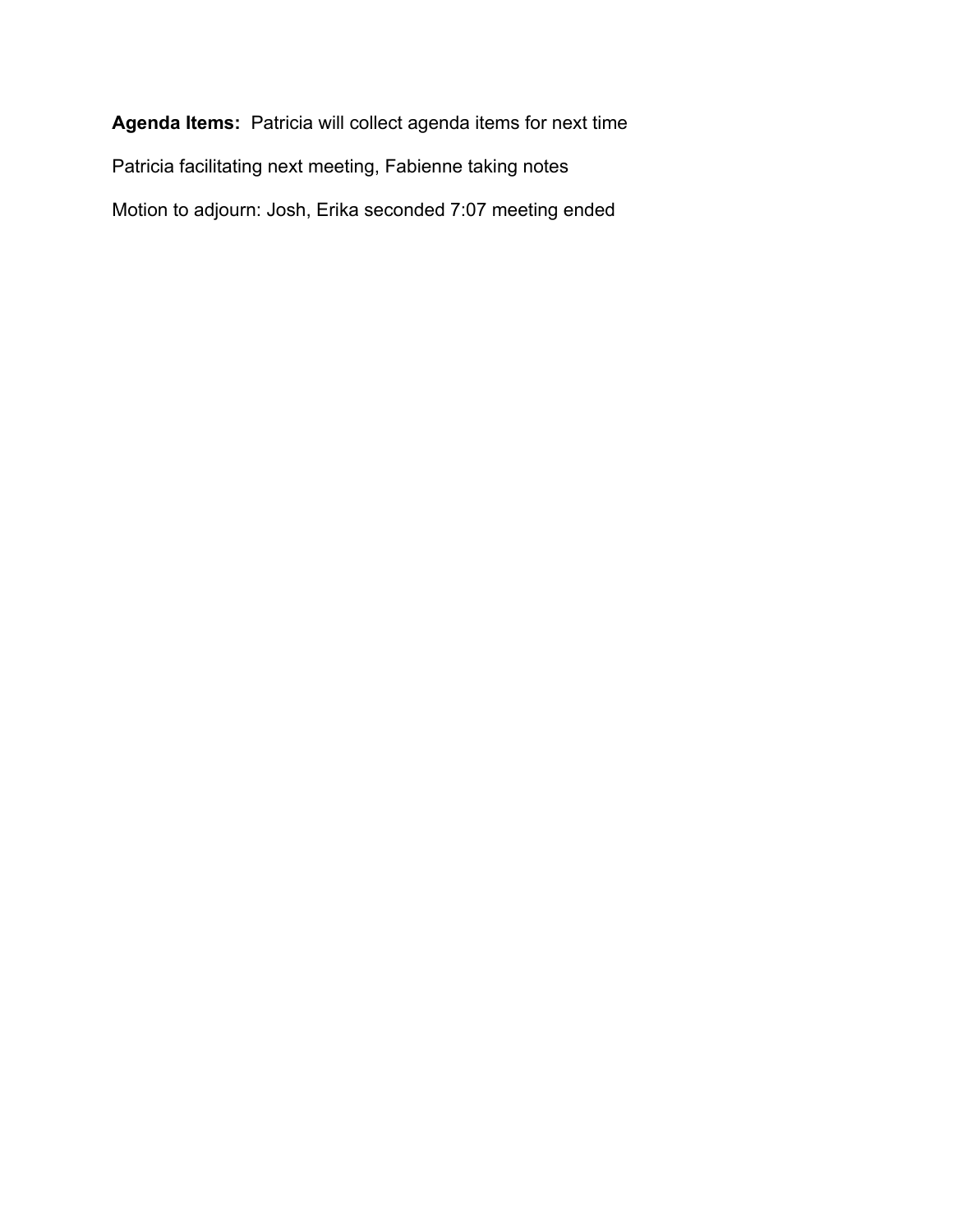**Agenda Items:** Patricia will collect agenda items for next time

Patricia facilitating next meeting, Fabienne taking notes

Motion to adjourn: Josh, Erika seconded 7:07 meeting ended